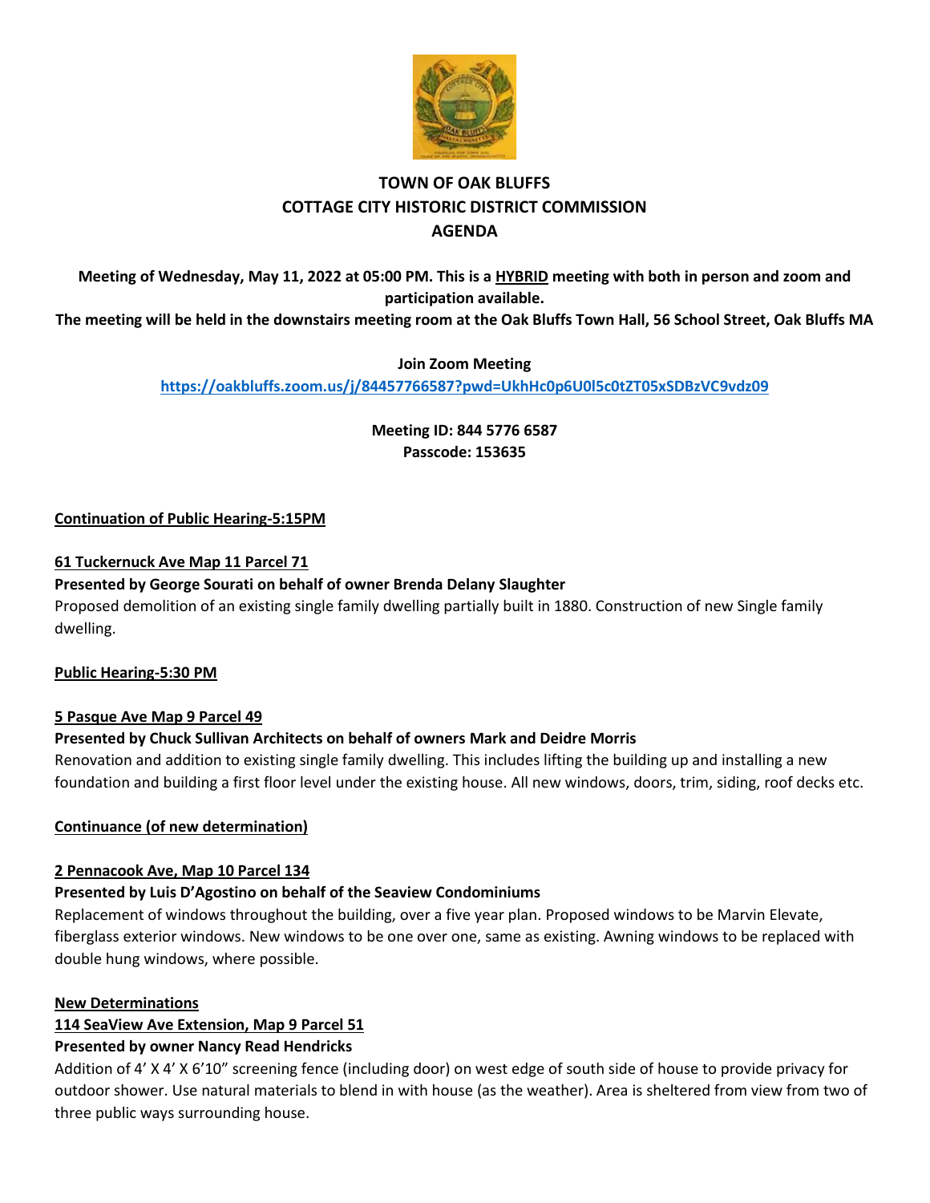# TOWN OF OAK BLUFFS
# COTTAGE CITY HISTORIC DISTRICT COMMISSION
# AGENDA

**Meeting of Wednesday, May 11, 2022 at 05:00 PM. This is a HYBRID meeting with both in person and zoom and participation available.**
**The meeting will be held in the downstairs meeting room at the Oak Bluffs Town Hall, 56 School Street, Oak Bluffs MA**

**Join Zoom Meeting**
**https://oakbluffs.zoom.us/j/84457766587?pwd=UkhHc0p6U0l5c0tZT05xSDBzVC9vdz09**

**Meeting ID: 844 5776 6587**
**Passcode: 153635**

**Continuation of Public Hearing-5:15PM**

**61 Tuckernuck Ave Map 11 Parcel 71**
**Presented by George Sourati on behalf of owner Brenda Delany Slaughter**
Proposed demolition of an existing single family dwelling partially built in 1880. Construction of new Single family dwelling.

**Public Hearing-5:30 PM**

**5 Pasque Ave Map 9 Parcel 49**
**Presented by Chuck Sullivan Architects on behalf of owners Mark and Deidre Morris**
Renovation and addition to existing single family dwelling. This includes lifting the building up and installing a new foundation and building a first floor level under the existing house. All new windows, doors, trim, siding, roof decks etc.

**Continuance (of new determination)**

**2 Pennacook Ave, Map 10 Parcel 134**
**Presented by Luis D'Agostino on behalf of the Seaview Condominiums**
Replacement of windows throughout the building, over a five year plan. Proposed windows to be Marvin Elevate, fiberglass exterior windows. New windows to be one over one, same as existing. Awning windows to be replaced with double hung windows, where possible.

**New Determinations**
**114 SeaView Ave Extension, Map 9 Parcel 51**
**Presented by owner Nancy Read Hendricks**
Addition of 4' X 4' X 6'10" screening fence (including door) on west edge of south side of house to provide privacy for outdoor shower. Use natural materials to blend in with house (as the weather). Area is sheltered from view from two of three public ways surrounding house.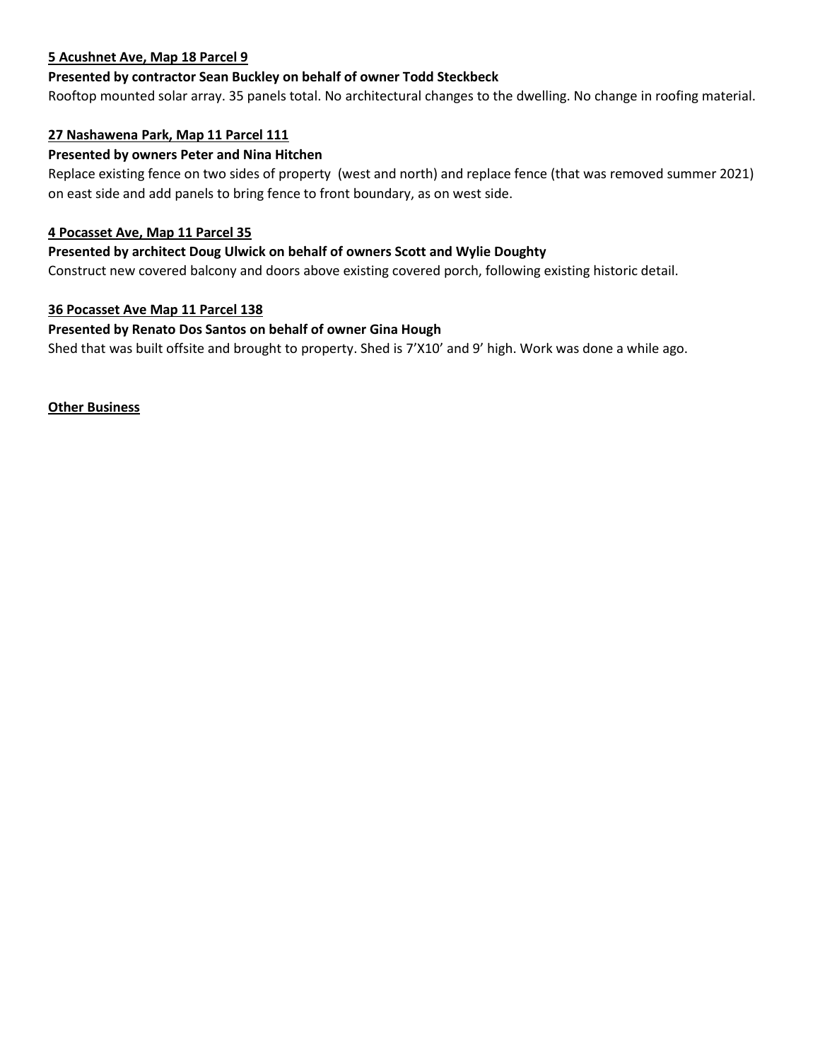**5 Acushnet Ave, Map 18 Parcel 9**

**Presented by contractor Sean Buckley on behalf of owner Todd Steckbeck**

Rooftop mounted solar array. 35 panels total. No architectural changes to the dwelling. No change in roofing material.

**27 Nashawena Park, Map 11 Parcel 111**

**Presented by owners Peter and Nina Hitchen**

Replace existing fence on two sides of property (west and north) and replace fence (that was removed summer 2021) on east side and add panels to bring fence to front boundary, as on west side.

**4 Pocasset Ave, Map 11 Parcel 35**

**Presented by architect Doug Ulwick on behalf of owners Scott and Wylie Doughty**

Construct new covered balcony and doors above existing covered porch, following existing historic detail.

**36 Pocasset Ave Map 11 Parcel 138**

**Presented by Renato Dos Santos on behalf of owner Gina Hough**

Shed that was built offsite and brought to property. Shed is 7'X10' and 9' high. Work was done a while ago.

**Other Business**